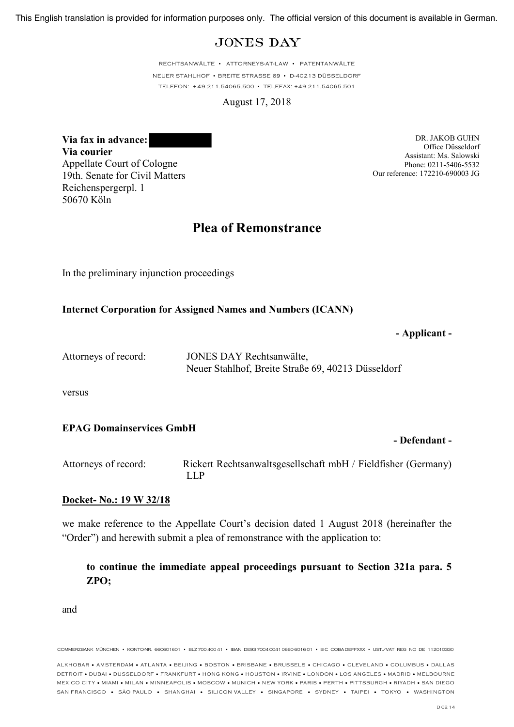This English translation is provided for information purposes only. The official version of this document is available in German.

# JONES DAY

RECHTSANWÄLTE • ATTORNEYS-AT-LAW • PATENTANWÄLTE
NEUER STAHLHOF • BREITE STRASSE 69 • D-40213 DÜSSELDORF
TELEFON: +49.211.54065.500 • TELEFAX: +49.211.54065.501

August 17, 2018

**Via fax in advance:** [redacted]
**Via courier**
Appellate Court of Cologne
19th. Senate for Civil Matters
Reichenspergerpl. 1
50670 Köln

DR. JAKOB GUHN
Office Düsseldorf
Assistant: Ms. Salowski
Phone: 0211-5406-5532
Our reference: 172210-690003 JG

## Plea of Remonstrance

In the preliminary injunction proceedings

**Internet Corporation for Assigned Names and Numbers (ICANN)**

**- Applicant -**

Attorneys of record: JONES DAY Rechtsanwälte, Neuer Stahlhof, Breite Straße 69, 40213 Düsseldorf

versus

**EPAG Domainservices GmbH**

**- Defendant -**

Attorneys of record: Rickert Rechtsanwaltsgesellschaft mbH / Fieldfisher (Germany) LLP

**Docket- No.: 19 W 32/18**

we make reference to the Appellate Court's decision dated 1 August 2018 (hereinafter the "Order") and herewith submit a plea of remonstrance with the application to:

> **to continue the immediate appeal proceedings pursuant to Section 321a para. 5 ZPO;**

and

COMMERZBANK MÜNCHEN • KONTO-NR. 660601601 • BLZ 700 400 41 • IBAN DE93 7004 0041 0660 6016 01 • BIC COBADEFFXXX • UST./VAT REG NO DE 112010330

ALKHOBAR • AMSTERDAM • ATLANTA • BEIJING • BOSTON • BRISBANE • BRUSSELS • CHICAGO • CLEVELAND • COLUMBUS • DALLAS • DETROIT • DUBAI • DÜSSELDORF • FRANKFURT • HONG KONG • HOUSTON • IRVINE • LONDON • LOS ANGELES • MADRID • MELBOURNE • MEXICO CITY • MIAMI • MILAN • MINNEAPOLIS • MOSCOW • MUNICH • NEW YORK • PARIS • PERTH • PITTSBURGH • RIYADH • SAN DIEGO • SAN FRANCISCO • SÃO PAULO • SHANGHAI • SILICON VALLEY • SINGAPORE • SYDNEY • TAIPEI • TOKYO • WASHINGTON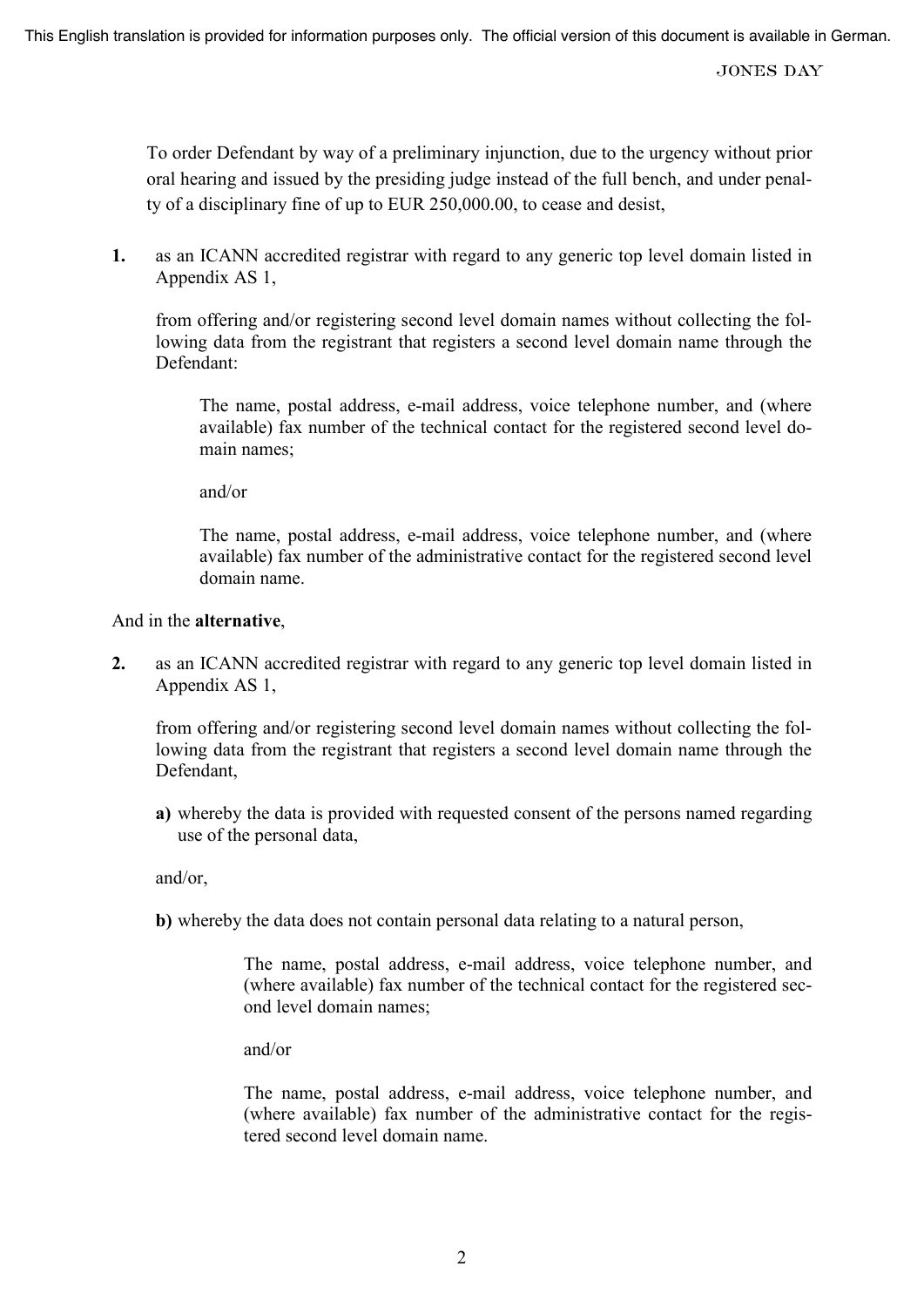To order Defendant by way of a preliminary injunction, due to the urgency without prior oral hearing and issued by the presiding judge instead of the full bench, and under penalty of a disciplinary fine of up to EUR 250,000.00, to cease and desist,

**1.** as an ICANN accredited registrar with regard to any generic top level domain listed in Appendix AS 1,

from offering and/or registering second level domain names without collecting the following data from the registrant that registers a second level domain name through the Defendant:

> The name, postal address, e-mail address, voice telephone number, and (where available) fax number of the technical contact for the registered second level domain names;
>
> and/or
>
> The name, postal address, e-mail address, voice telephone number, and (where available) fax number of the administrative contact for the registered second level domain name.

And in the **alternative**,

**2.** as an ICANN accredited registrar with regard to any generic top level domain listed in Appendix AS 1,

from offering and/or registering second level domain names without collecting the following data from the registrant that registers a second level domain name through the Defendant,

**a)** whereby the data is provided with requested consent of the persons named regarding use of the personal data,

and/or,

**b)** whereby the data does not contain personal data relating to a natural person,

> The name, postal address, e-mail address, voice telephone number, and (where available) fax number of the technical contact for the registered second level domain names;
>
> and/or
>
> The name, postal address, e-mail address, voice telephone number, and (where available) fax number of the administrative contact for the registered second level domain name.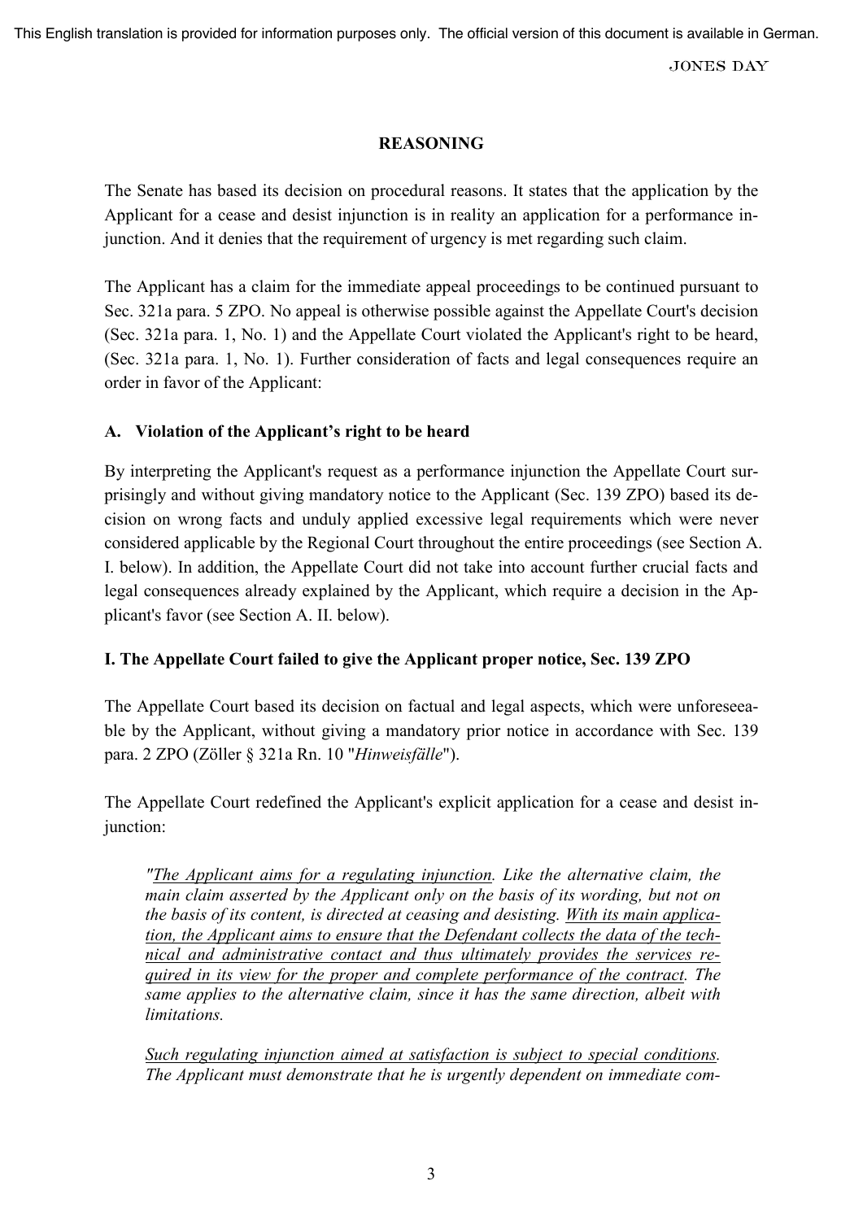## REASONING

The Senate has based its decision on procedural reasons. It states that the application by the Applicant for a cease and desist injunction is in reality an application for a performance injunction. And it denies that the requirement of urgency is met regarding such claim.

The Applicant has a claim for the immediate appeal proceedings to be continued pursuant to Sec. 321a para. 5 ZPO. No appeal is otherwise possible against the Appellate Court's decision (Sec. 321a para. 1, No. 1) and the Appellate Court violated the Applicant's right to be heard, (Sec. 321a para. 1, No. 1). Further consideration of facts and legal consequences require an order in favor of the Applicant:

### A. Violation of the Applicant's right to be heard

By interpreting the Applicant's request as a performance injunction the Appellate Court surprisingly and without giving mandatory notice to the Applicant (Sec. 139 ZPO) based its decision on wrong facts and unduly applied excessive legal requirements which were never considered applicable by the Regional Court throughout the entire proceedings (see Section A. I. below). In addition, the Appellate Court did not take into account further crucial facts and legal consequences already explained by the Applicant, which require a decision in the Applicant's favor (see Section A. II. below).

### I. The Appellate Court failed to give the Applicant proper notice, Sec. 139 ZPO

The Appellate Court based its decision on factual and legal aspects, which were unforeseeable by the Applicant, without giving a mandatory prior notice in accordance with Sec. 139 para. 2 ZPO (Zöller § 321a Rn. 10 "*Hinweisfälle*").

The Appellate Court redefined the Applicant's explicit application for a cease and desist injunction:

> *"The Applicant aims for a regulating injunction. Like the alternative claim, the main claim asserted by the Applicant only on the basis of its wording, but not on the basis of its content, is directed at ceasing and desisting. With its main application, the Applicant aims to ensure that the Defendant collects the data of the technical and administrative contact and thus ultimately provides the services required in its view for the proper and complete performance of the contract. The same applies to the alternative claim, since it has the same direction, albeit with limitations.*
>
> *Such regulating injunction aimed at satisfaction is subject to special conditions. The Applicant must demonstrate that he is urgently dependent on immediate com-*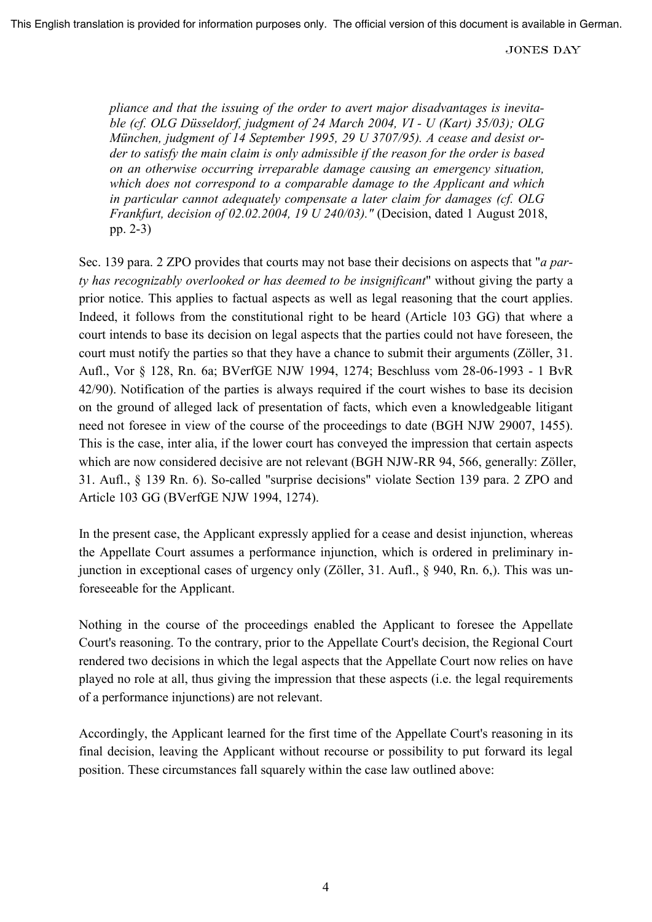*pliance and that the issuing of the order to avert major disadvantages is inevitable (cf. OLG Düsseldorf, judgment of 24 March 2004, VI - U (Kart) 35/03); OLG München, judgment of 14 September 1995, 29 U 3707/95). A cease and desist order to satisfy the main claim is only admissible if the reason for the order is based on an otherwise occurring irreparable damage causing an emergency situation, which does not correspond to a comparable damage to the Applicant and which in particular cannot adequately compensate a later claim for damages (cf. OLG Frankfurt, decision of 02.02.2004, 19 U 240/03)."* (Decision, dated 1 August 2018, pp. 2-3)

Sec. 139 para. 2 ZPO provides that courts may not base their decisions on aspects that "*a party has recognizably overlooked or has deemed to be insignificant*" without giving the party a prior notice. This applies to factual aspects as well as legal reasoning that the court applies. Indeed, it follows from the constitutional right to be heard (Article 103 GG) that where a court intends to base its decision on legal aspects that the parties could not have foreseen, the court must notify the parties so that they have a chance to submit their arguments (Zöller, 31. Aufl., Vor § 128, Rn. 6a; BVerfGE NJW 1994, 1274; Beschluss vom 28-06-1993 - 1 BvR 42/90). Notification of the parties is always required if the court wishes to base its decision on the ground of alleged lack of presentation of facts, which even a knowledgeable litigant need not foresee in view of the course of the proceedings to date (BGH NJW 29007, 1455). This is the case, inter alia, if the lower court has conveyed the impression that certain aspects which are now considered decisive are not relevant (BGH NJW-RR 94, 566, generally: Zöller, 31. Aufl., § 139 Rn. 6). So-called "surprise decisions" violate Section 139 para. 2 ZPO and Article 103 GG (BVerfGE NJW 1994, 1274).

In the present case, the Applicant expressly applied for a cease and desist injunction, whereas the Appellate Court assumes a performance injunction, which is ordered in preliminary injunction in exceptional cases of urgency only (Zöller, 31. Aufl., § 940, Rn. 6,). This was unforeseeable for the Applicant.

Nothing in the course of the proceedings enabled the Applicant to foresee the Appellate Court's reasoning. To the contrary, prior to the Appellate Court's decision, the Regional Court rendered two decisions in which the legal aspects that the Appellate Court now relies on have played no role at all, thus giving the impression that these aspects (i.e. the legal requirements of a performance injunctions) are not relevant.

Accordingly, the Applicant learned for the first time of the Appellate Court's reasoning in its final decision, leaving the Applicant without recourse or possibility to put forward its legal position. These circumstances fall squarely within the case law outlined above: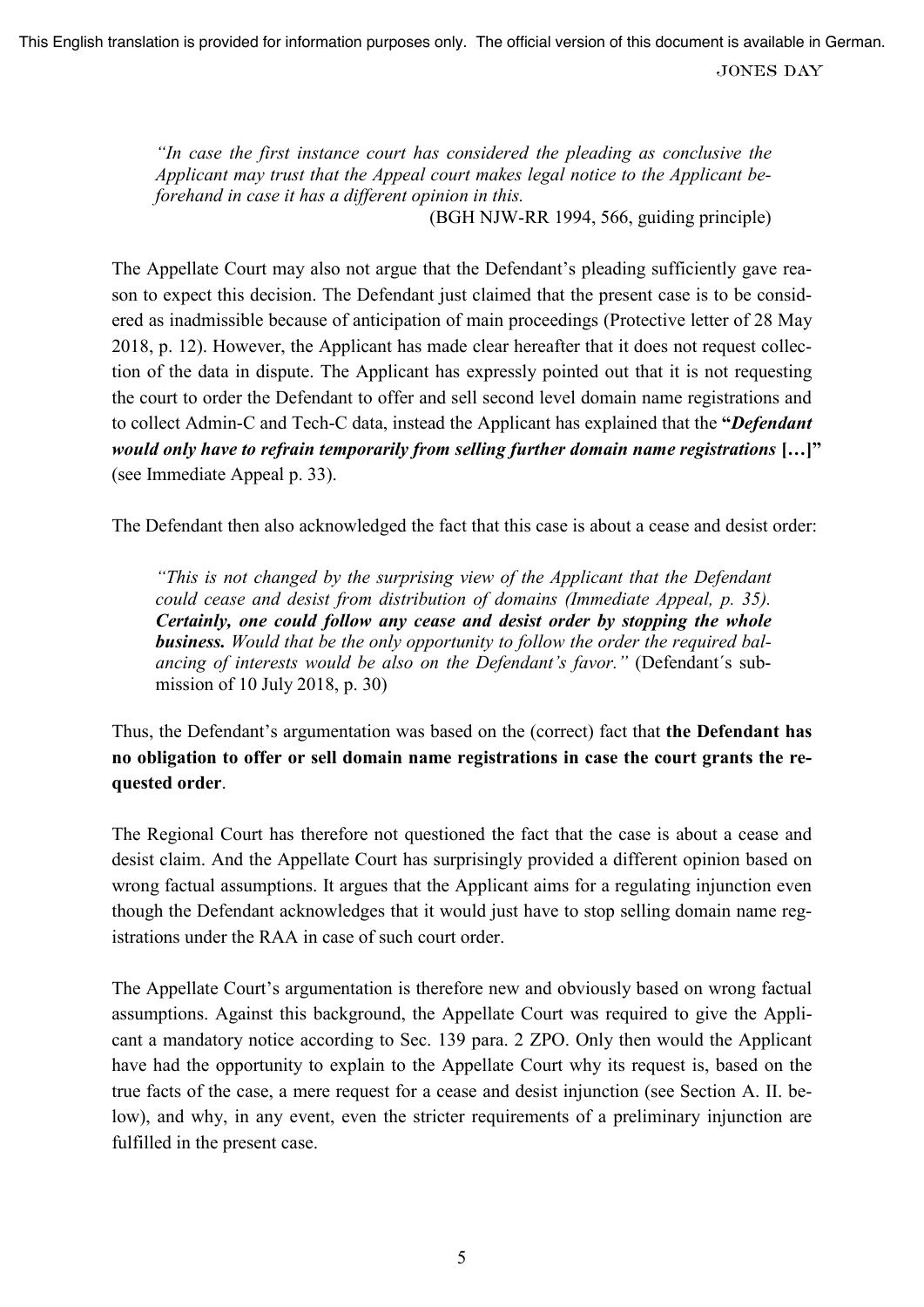> *"In case the first instance court has considered the pleading as conclusive the Applicant may trust that the Appeal court makes legal notice to the Applicant beforehand in case it has a different opinion in this.*
>
> (BGH NJW-RR 1994, 566, guiding principle)

The Appellate Court may also not argue that the Defendant's pleading sufficiently gave reason to expect this decision. The Defendant just claimed that the present case is to be considered as inadmissible because of anticipation of main proceedings (Protective letter of 28 May 2018, p. 12). However, the Applicant has made clear hereafter that it does not request collection of the data in dispute. The Applicant has expressly pointed out that it is not requesting the court to order the Defendant to offer and sell second level domain name registrations and to collect Admin-C and Tech-C data, instead the Applicant has explained that the **"*Defendant would only have to refrain temporarily from selling further domain name registrations* […]"** (see Immediate Appeal p. 33).

The Defendant then also acknowledged the fact that this case is about a cease and desist order:

> *"This is not changed by the surprising view of the Applicant that the Defendant could cease and desist from distribution of domains (Immediate Appeal, p. 35).* ***Certainly, one could follow any cease and desist order by stopping the whole business.*** *Would that be the only opportunity to follow the order the required balancing of interests would be also on the Defendant's favor."* (Defendant´s submission of 10 July 2018, p. 30)

Thus, the Defendant's argumentation was based on the (correct) fact that **the Defendant has no obligation to offer or sell domain name registrations in case the court grants the requested order**.

The Regional Court has therefore not questioned the fact that the case is about a cease and desist claim. And the Appellate Court has surprisingly provided a different opinion based on wrong factual assumptions. It argues that the Applicant aims for a regulating injunction even though the Defendant acknowledges that it would just have to stop selling domain name registrations under the RAA in case of such court order.

The Appellate Court's argumentation is therefore new and obviously based on wrong factual assumptions. Against this background, the Appellate Court was required to give the Applicant a mandatory notice according to Sec. 139 para. 2 ZPO. Only then would the Applicant have had the opportunity to explain to the Appellate Court why its request is, based on the true facts of the case, a mere request for a cease and desist injunction (see Section A. II. below), and why, in any event, even the stricter requirements of a preliminary injunction are fulfilled in the present case.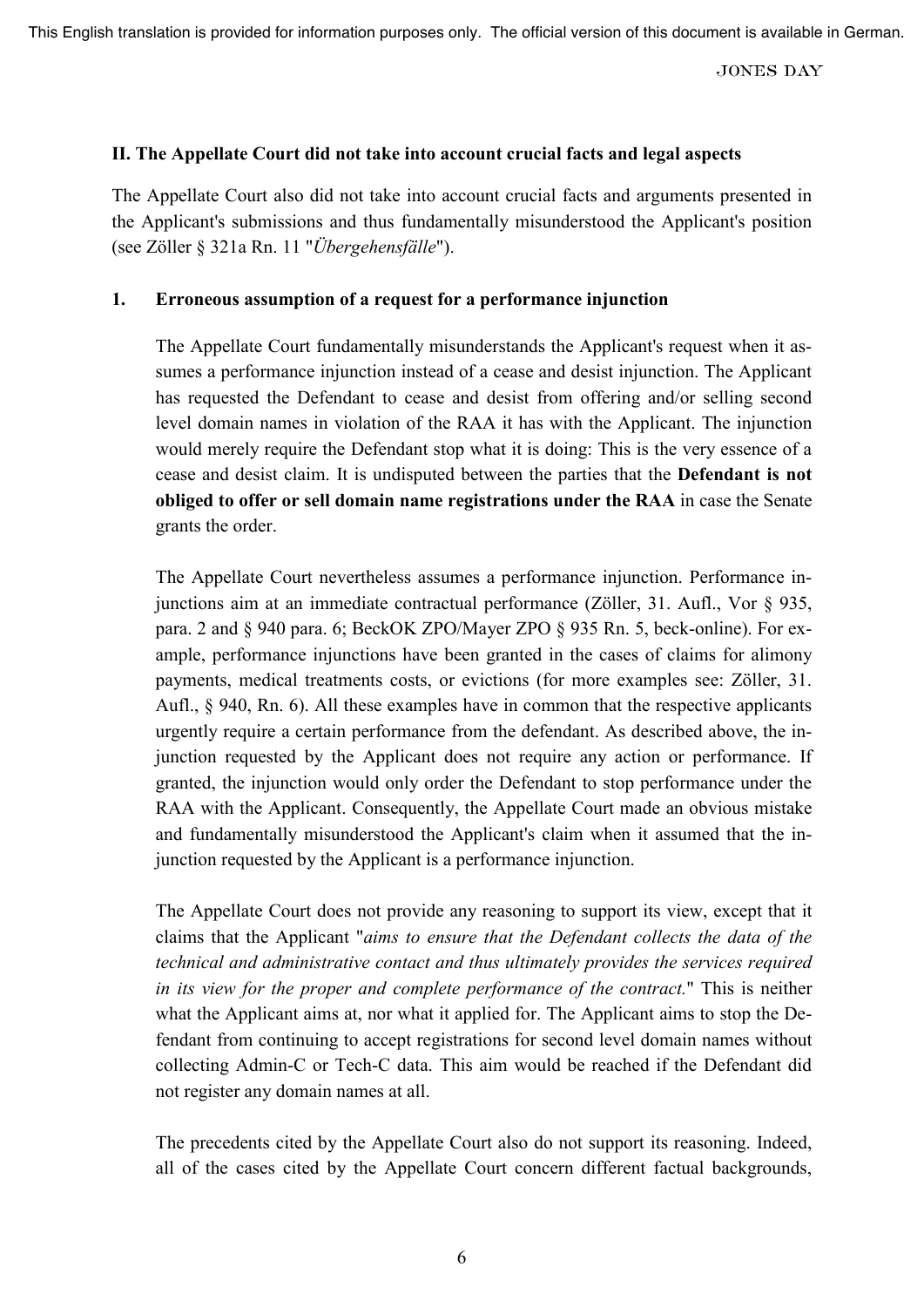## II. The Appellate Court did not take into account crucial facts and legal aspects

The Appellate Court also did not take into account crucial facts and arguments presented in the Applicant's submissions and thus fundamentally misunderstood the Applicant's position (see Zöller § 321a Rn. 11 "*Übergehensfälle*").

### 1. Erroneous assumption of a request for a performance injunction

The Appellate Court fundamentally misunderstands the Applicant's request when it assumes a performance injunction instead of a cease and desist injunction. The Applicant has requested the Defendant to cease and desist from offering and/or selling second level domain names in violation of the RAA it has with the Applicant. The injunction would merely require the Defendant stop what it is doing: This is the very essence of a cease and desist claim. It is undisputed between the parties that the **Defendant is not obliged to offer or sell domain name registrations under the RAA** in case the Senate grants the order.

The Appellate Court nevertheless assumes a performance injunction. Performance injunctions aim at an immediate contractual performance (Zöller, 31. Aufl., Vor § 935, para. 2 and § 940 para. 6; BeckOK ZPO/Mayer ZPO § 935 Rn. 5, beck-online). For example, performance injunctions have been granted in the cases of claims for alimony payments, medical treatments costs, or evictions (for more examples see: Zöller, 31. Aufl., § 940, Rn. 6). All these examples have in common that the respective applicants urgently require a certain performance from the defendant. As described above, the injunction requested by the Applicant does not require any action or performance. If granted, the injunction would only order the Defendant to stop performance under the RAA with the Applicant. Consequently, the Appellate Court made an obvious mistake and fundamentally misunderstood the Applicant's claim when it assumed that the injunction requested by the Applicant is a performance injunction.

The Appellate Court does not provide any reasoning to support its view, except that it claims that the Applicant "*aims to ensure that the Defendant collects the data of the technical and administrative contact and thus ultimately provides the services required in its view for the proper and complete performance of the contract.*" This is neither what the Applicant aims at, nor what it applied for. The Applicant aims to stop the Defendant from continuing to accept registrations for second level domain names without collecting Admin-C or Tech-C data. This aim would be reached if the Defendant did not register any domain names at all.

The precedents cited by the Appellate Court also do not support its reasoning. Indeed, all of the cases cited by the Appellate Court concern different factual backgrounds,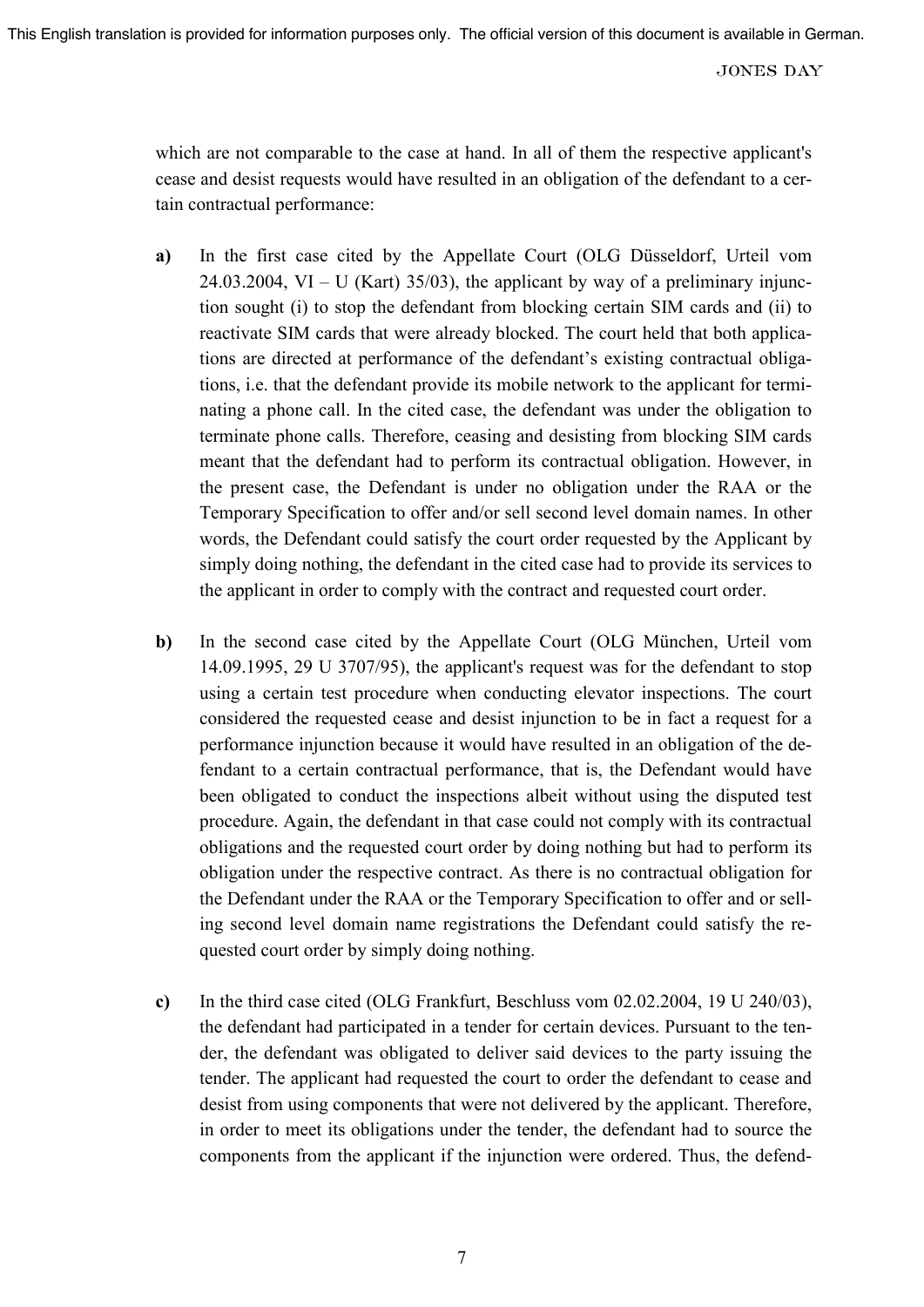which are not comparable to the case at hand. In all of them the respective applicant's cease and desist requests would have resulted in an obligation of the defendant to a certain contractual performance:

**a)** In the first case cited by the Appellate Court (OLG Düsseldorf, Urteil vom 24.03.2004, VI – U (Kart) 35/03), the applicant by way of a preliminary injunction sought (i) to stop the defendant from blocking certain SIM cards and (ii) to reactivate SIM cards that were already blocked. The court held that both applications are directed at performance of the defendant's existing contractual obligations, i.e. that the defendant provide its mobile network to the applicant for terminating a phone call. In the cited case, the defendant was under the obligation to terminate phone calls. Therefore, ceasing and desisting from blocking SIM cards meant that the defendant had to perform its contractual obligation. However, in the present case, the Defendant is under no obligation under the RAA or the Temporary Specification to offer and/or sell second level domain names. In other words, the Defendant could satisfy the court order requested by the Applicant by simply doing nothing, the defendant in the cited case had to provide its services to the applicant in order to comply with the contract and requested court order.

**b)** In the second case cited by the Appellate Court (OLG München, Urteil vom 14.09.1995, 29 U 3707/95), the applicant's request was for the defendant to stop using a certain test procedure when conducting elevator inspections. The court considered the requested cease and desist injunction to be in fact a request for a performance injunction because it would have resulted in an obligation of the defendant to a certain contractual performance, that is, the Defendant would have been obligated to conduct the inspections albeit without using the disputed test procedure. Again, the defendant in that case could not comply with its contractual obligations and the requested court order by doing nothing but had to perform its obligation under the respective contract. As there is no contractual obligation for the Defendant under the RAA or the Temporary Specification to offer and or selling second level domain name registrations the Defendant could satisfy the requested court order by simply doing nothing.

**c)** In the third case cited (OLG Frankfurt, Beschluss vom 02.02.2004, 19 U 240/03), the defendant had participated in a tender for certain devices. Pursuant to the tender, the defendant was obligated to deliver said devices to the party issuing the tender. The applicant had requested the court to order the defendant to cease and desist from using components that were not delivered by the applicant. Therefore, in order to meet its obligations under the tender, the defendant had to source the components from the applicant if the injunction were ordered. Thus, the defend-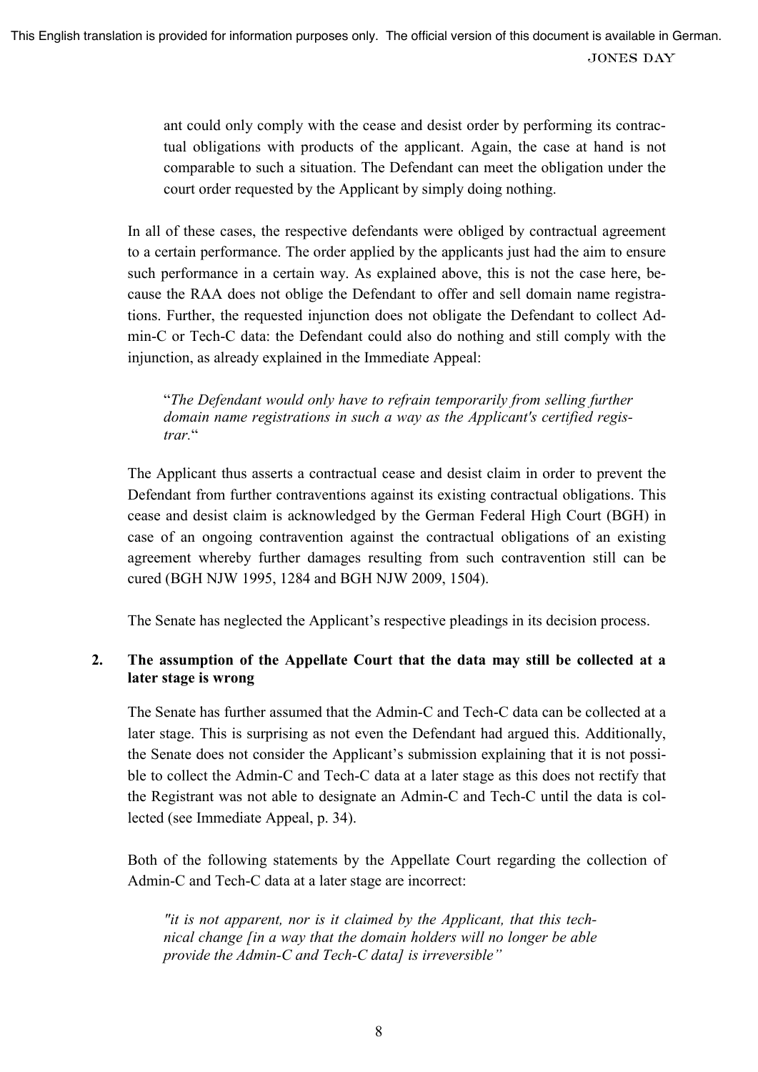ant could only comply with the cease and desist order by performing its contractual obligations with products of the applicant. Again, the case at hand is not comparable to such a situation. The Defendant can meet the obligation under the court order requested by the Applicant by simply doing nothing.

In all of these cases, the respective defendants were obliged by contractual agreement to a certain performance. The order applied by the applicants just had the aim to ensure such performance in a certain way. As explained above, this is not the case here, because the RAA does not oblige the Defendant to offer and sell domain name registrations. Further, the requested injunction does not obligate the Defendant to collect Admin-C or Tech-C data: the Defendant could also do nothing and still comply with the injunction, as already explained in the Immediate Appeal:

> "*The Defendant would only have to refrain temporarily from selling further domain name registrations in such a way as the Applicant's certified registrar.*"

The Applicant thus asserts a contractual cease and desist claim in order to prevent the Defendant from further contraventions against its existing contractual obligations. This cease and desist claim is acknowledged by the German Federal High Court (BGH) in case of an ongoing contravention against the contractual obligations of an existing agreement whereby further damages resulting from such contravention still can be cured (BGH NJW 1995, 1284 and BGH NJW 2009, 1504).

The Senate has neglected the Applicant's respective pleadings in its decision process.

## 2. The assumption of the Appellate Court that the data may still be collected at a later stage is wrong

The Senate has further assumed that the Admin-C and Tech-C data can be collected at a later stage. This is surprising as not even the Defendant had argued this. Additionally, the Senate does not consider the Applicant's submission explaining that it is not possible to collect the Admin-C and Tech-C data at a later stage as this does not rectify that the Registrant was not able to designate an Admin-C and Tech-C until the data is collected (see Immediate Appeal, p. 34).

Both of the following statements by the Appellate Court regarding the collection of Admin-C and Tech-C data at a later stage are incorrect:

> *"it is not apparent, nor is it claimed by the Applicant, that this technical change [in a way that the domain holders will no longer be able provide the Admin-C and Tech-C data] is irreversible"*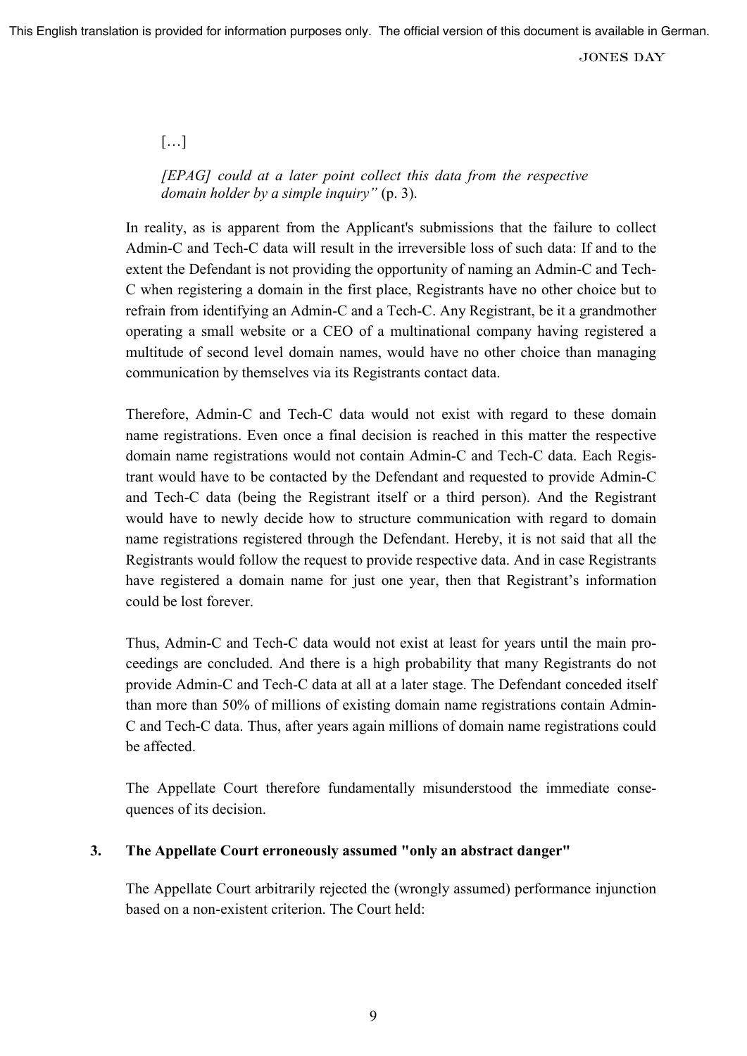[…]

> *[EPAG] could at a later point collect this data from the respective domain holder by a simple inquiry"* (p. 3).

In reality, as is apparent from the Applicant's submissions that the failure to collect Admin-C and Tech-C data will result in the irreversible loss of such data: If and to the extent the Defendant is not providing the opportunity of naming an Admin-C and Tech-C when registering a domain in the first place, Registrants have no other choice but to refrain from identifying an Admin-C and a Tech-C. Any Registrant, be it a grandmother operating a small website or a CEO of a multinational company having registered a multitude of second level domain names, would have no other choice than managing communication by themselves via its Registrants contact data.

Therefore, Admin-C and Tech-C data would not exist with regard to these domain name registrations. Even once a final decision is reached in this matter the respective domain name registrations would not contain Admin-C and Tech-C data. Each Registrant would have to be contacted by the Defendant and requested to provide Admin-C and Tech-C data (being the Registrant itself or a third person). And the Registrant would have to newly decide how to structure communication with regard to domain name registrations registered through the Defendant. Hereby, it is not said that all the Registrants would follow the request to provide respective data. And in case Registrants have registered a domain name for just one year, then that Registrant's information could be lost forever.

Thus, Admin-C and Tech-C data would not exist at least for years until the main proceedings are concluded. And there is a high probability that many Registrants do not provide Admin-C and Tech-C data at all at a later stage. The Defendant conceded itself than more than 50% of millions of existing domain name registrations contain Admin-C and Tech-C data. Thus, after years again millions of domain name registrations could be affected.

The Appellate Court therefore fundamentally misunderstood the immediate consequences of its decision.

### 3. The Appellate Court erroneously assumed "only an abstract danger"

The Appellate Court arbitrarily rejected the (wrongly assumed) performance injunction based on a non-existent criterion. The Court held: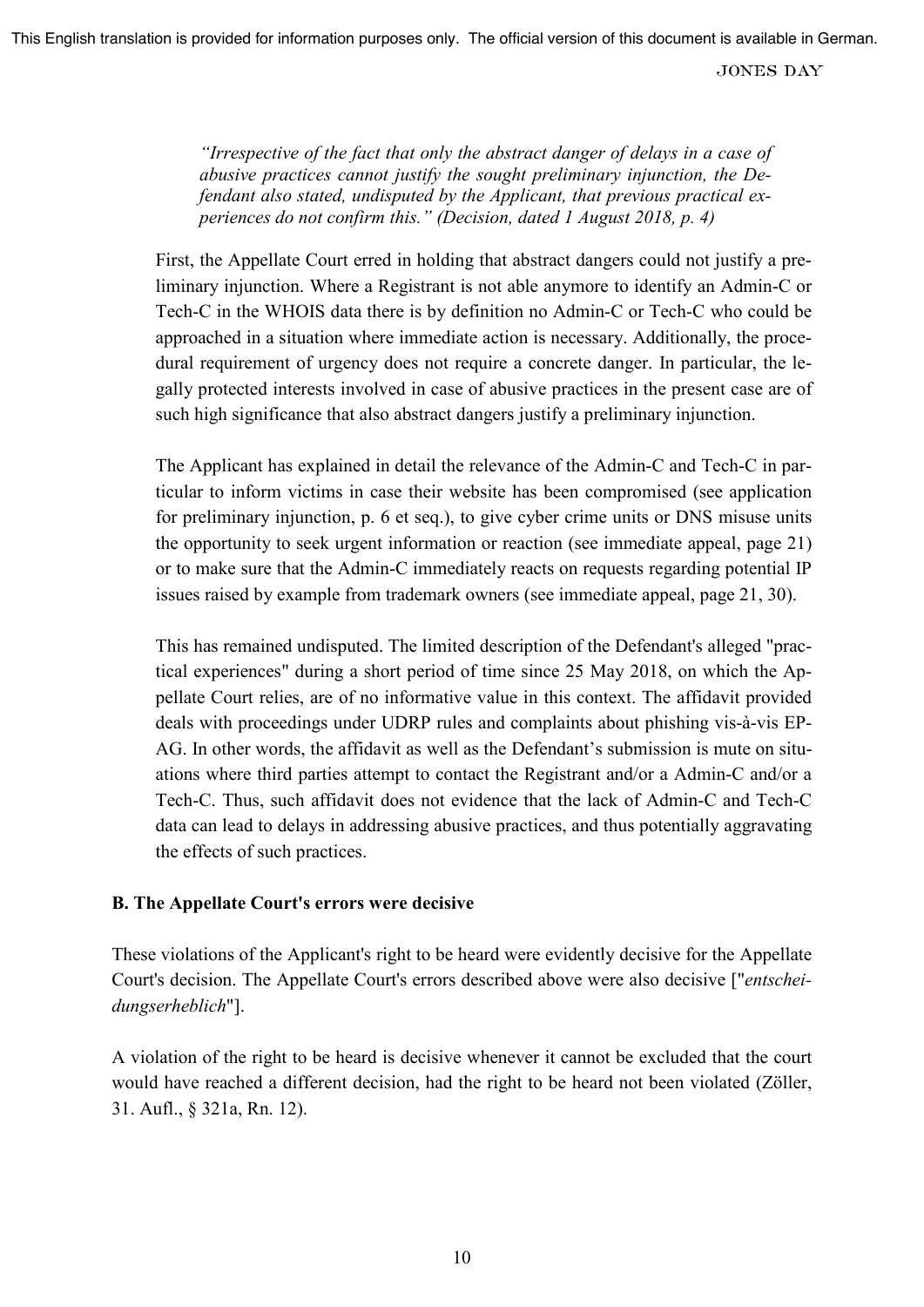*"Irrespective of the fact that only the abstract danger of delays in a case of abusive practices cannot justify the sought preliminary injunction, the Defendant also stated, undisputed by the Applicant, that previous practical experiences do not confirm this." (Decision, dated 1 August 2018, p. 4)*

First, the Appellate Court erred in holding that abstract dangers could not justify a preliminary injunction. Where a Registrant is not able anymore to identify an Admin-C or Tech-C in the WHOIS data there is by definition no Admin-C or Tech-C who could be approached in a situation where immediate action is necessary. Additionally, the procedural requirement of urgency does not require a concrete danger. In particular, the legally protected interests involved in case of abusive practices in the present case are of such high significance that also abstract dangers justify a preliminary injunction.

The Applicant has explained in detail the relevance of the Admin-C and Tech-C in particular to inform victims in case their website has been compromised (see application for preliminary injunction, p. 6 et seq.), to give cyber crime units or DNS misuse units the opportunity to seek urgent information or reaction (see immediate appeal, page 21) or to make sure that the Admin-C immediately reacts on requests regarding potential IP issues raised by example from trademark owners (see immediate appeal, page 21, 30).

This has remained undisputed. The limited description of the Defendant's alleged "practical experiences" during a short period of time since 25 May 2018, on which the Appellate Court relies, are of no informative value in this context. The affidavit provided deals with proceedings under UDRP rules and complaints about phishing vis-à-vis EP-AG. In other words, the affidavit as well as the Defendant's submission is mute on situations where third parties attempt to contact the Registrant and/or a Admin-C and/or a Tech-C. Thus, such affidavit does not evidence that the lack of Admin-C and Tech-C data can lead to delays in addressing abusive practices, and thus potentially aggravating the effects of such practices.

**B. The Appellate Court's errors were decisive**

These violations of the Applicant's right to be heard were evidently decisive for the Appellate Court's decision. The Appellate Court's errors described above were also decisive ["*entscheidungserheblich*"].

A violation of the right to be heard is decisive whenever it cannot be excluded that the court would have reached a different decision, had the right to be heard not been violated (Zöller, 31. Aufl., § 321a, Rn. 12).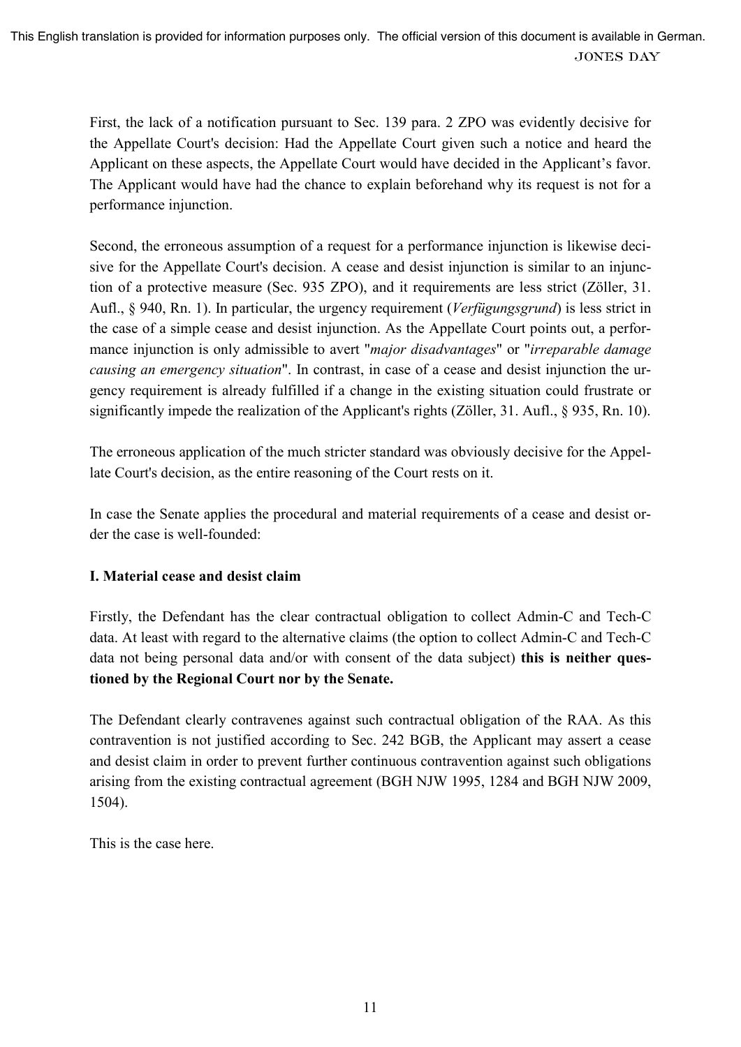First, the lack of a notification pursuant to Sec. 139 para. 2 ZPO was evidently decisive for the Appellate Court's decision: Had the Appellate Court given such a notice and heard the Applicant on these aspects, the Appellate Court would have decided in the Applicant's favor. The Applicant would have had the chance to explain beforehand why its request is not for a performance injunction.

Second, the erroneous assumption of a request for a performance injunction is likewise decisive for the Appellate Court's decision. A cease and desist injunction is similar to an injunction of a protective measure (Sec. 935 ZPO), and it requirements are less strict (Zöller, 31. Aufl., § 940, Rn. 1). In particular, the urgency requirement (*Verfügungsgrund*) is less strict in the case of a simple cease and desist injunction. As the Appellate Court points out, a performance injunction is only admissible to avert "*major disadvantages*" or "*irreparable damage causing an emergency situation*". In contrast, in case of a cease and desist injunction the urgency requirement is already fulfilled if a change in the existing situation could frustrate or significantly impede the realization of the Applicant's rights (Zöller, 31. Aufl., § 935, Rn. 10).

The erroneous application of the much stricter standard was obviously decisive for the Appellate Court's decision, as the entire reasoning of the Court rests on it.

In case the Senate applies the procedural and material requirements of a cease and desist order the case is well-founded:

**I. Material cease and desist claim**

Firstly, the Defendant has the clear contractual obligation to collect Admin-C and Tech-C data. At least with regard to the alternative claims (the option to collect Admin-C and Tech-C data not being personal data and/or with consent of the data subject) **this is neither questioned by the Regional Court nor by the Senate.**

The Defendant clearly contravenes against such contractual obligation of the RAA. As this contravention is not justified according to Sec. 242 BGB, the Applicant may assert a cease and desist claim in order to prevent further continuous contravention against such obligations arising from the existing contractual agreement (BGH NJW 1995, 1284 and BGH NJW 2009, 1504).

This is the case here.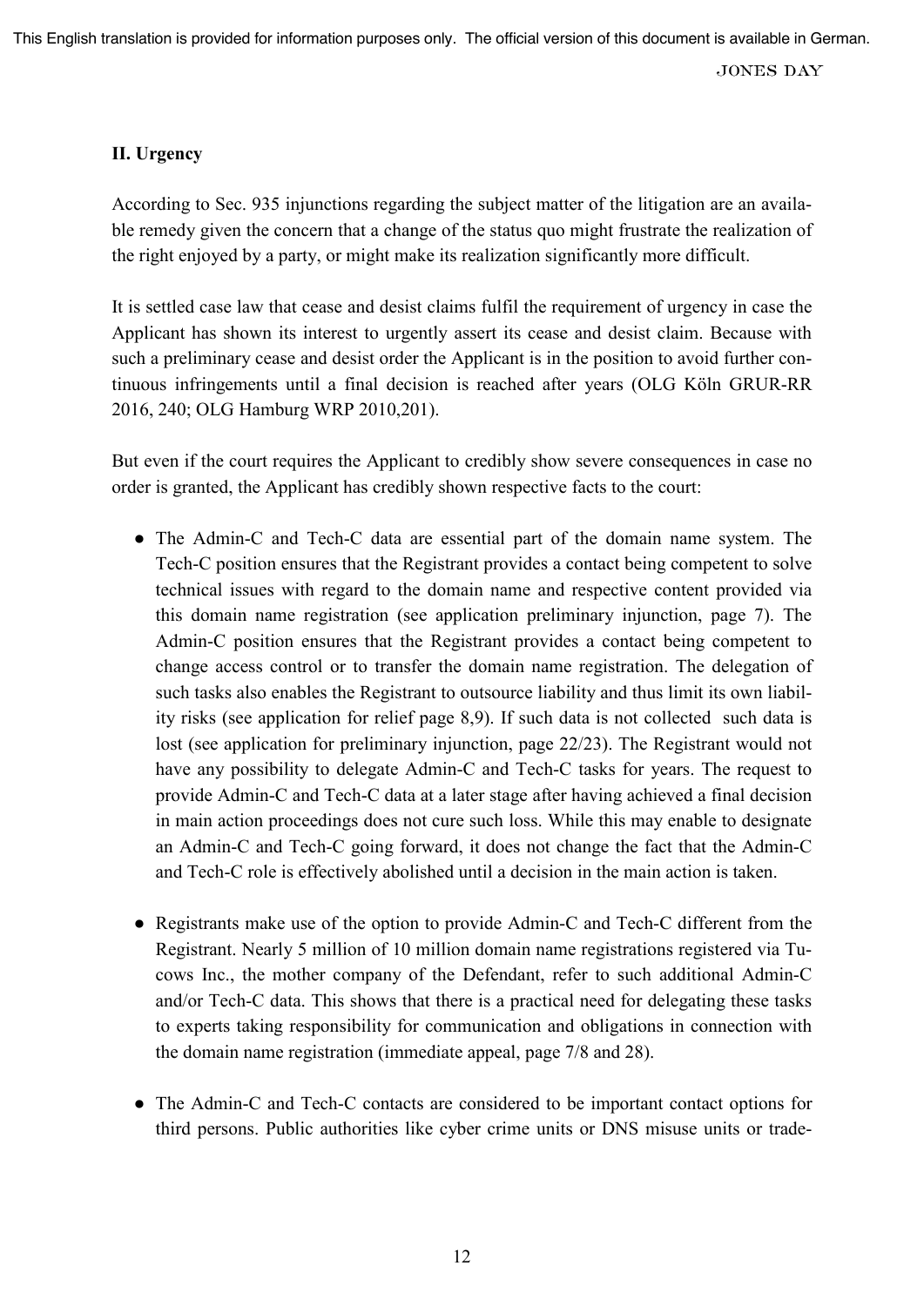## II. Urgency

According to Sec. 935 injunctions regarding the subject matter of the litigation are an available remedy given the concern that a change of the status quo might frustrate the realization of the right enjoyed by a party, or might make its realization significantly more difficult.

It is settled case law that cease and desist claims fulfil the requirement of urgency in case the Applicant has shown its interest to urgently assert its cease and desist claim. Because with such a preliminary cease and desist order the Applicant is in the position to avoid further continuous infringements until a final decision is reached after years (OLG Köln GRUR-RR 2016, 240; OLG Hamburg WRP 2010,201).

But even if the court requires the Applicant to credibly show severe consequences in case no order is granted, the Applicant has credibly shown respective facts to the court:

- The Admin-C and Tech-C data are essential part of the domain name system. The Tech-C position ensures that the Registrant provides a contact being competent to solve technical issues with regard to the domain name and respective content provided via this domain name registration (see application preliminary injunction, page 7). The Admin-C position ensures that the Registrant provides a contact being competent to change access control or to transfer the domain name registration. The delegation of such tasks also enables the Registrant to outsource liability and thus limit its own liability risks (see application for relief page 8,9). If such data is not collected such data is lost (see application for preliminary injunction, page 22/23). The Registrant would not have any possibility to delegate Admin-C and Tech-C tasks for years. The request to provide Admin-C and Tech-C data at a later stage after having achieved a final decision in main action proceedings does not cure such loss. While this may enable to designate an Admin-C and Tech-C going forward, it does not change the fact that the Admin-C and Tech-C role is effectively abolished until a decision in the main action is taken.

- Registrants make use of the option to provide Admin-C and Tech-C different from the Registrant. Nearly 5 million of 10 million domain name registrations registered via Tucows Inc., the mother company of the Defendant, refer to such additional Admin-C and/or Tech-C data. This shows that there is a practical need for delegating these tasks to experts taking responsibility for communication and obligations in connection with the domain name registration (immediate appeal, page 7/8 and 28).

- The Admin-C and Tech-C contacts are considered to be important contact options for third persons. Public authorities like cyber crime units or DNS misuse units or trade-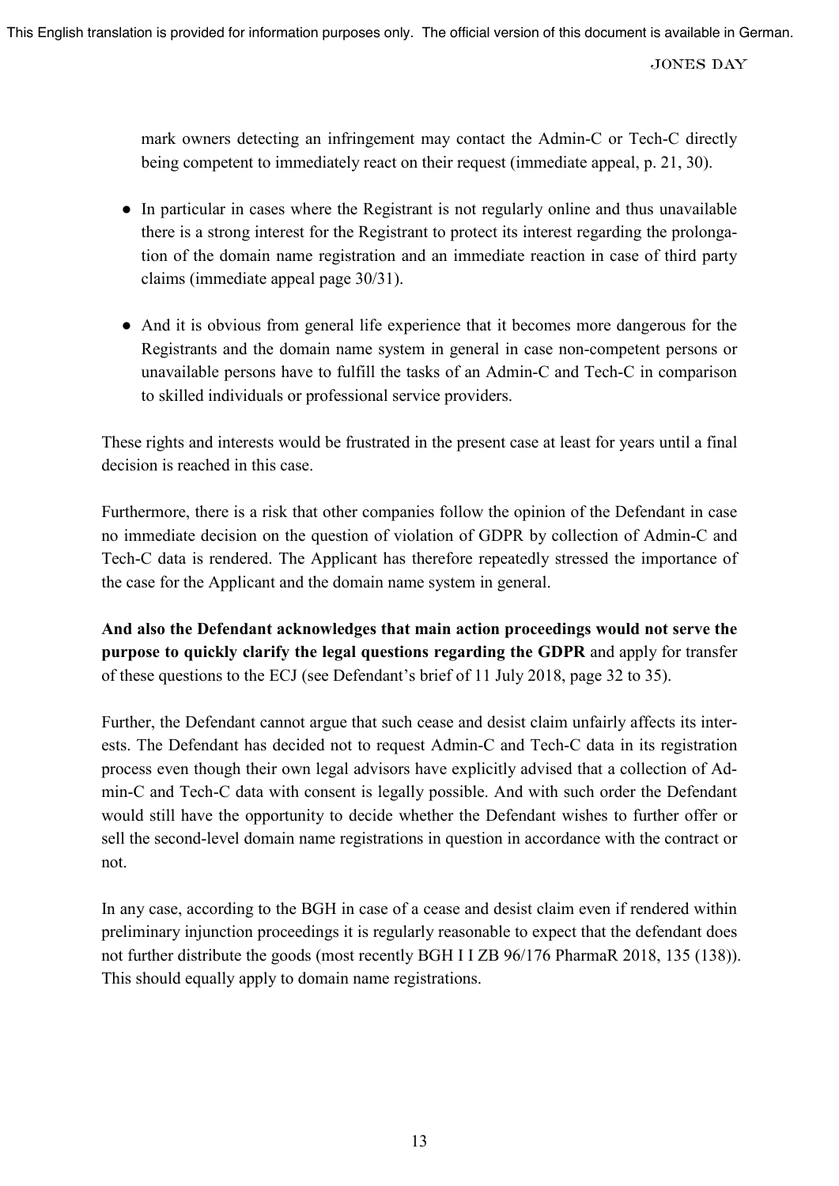mark owners detecting an infringement may contact the Admin-C or Tech-C directly being competent to immediately react on their request (immediate appeal, p. 21, 30).

- In particular in cases where the Registrant is not regularly online and thus unavailable there is a strong interest for the Registrant to protect its interest regarding the prolongation of the domain name registration and an immediate reaction in case of third party claims (immediate appeal page 30/31).

- And it is obvious from general life experience that it becomes more dangerous for the Registrants and the domain name system in general in case non-competent persons or unavailable persons have to fulfill the tasks of an Admin-C and Tech-C in comparison to skilled individuals or professional service providers.

These rights and interests would be frustrated in the present case at least for years until a final decision is reached in this case.

Furthermore, there is a risk that other companies follow the opinion of the Defendant in case no immediate decision on the question of violation of GDPR by collection of Admin-C and Tech-C data is rendered. The Applicant has therefore repeatedly stressed the importance of the case for the Applicant and the domain name system in general.

**And also the Defendant acknowledges that main action proceedings would not serve the purpose to quickly clarify the legal questions regarding the GDPR** and apply for transfer of these questions to the ECJ (see Defendant's brief of 11 July 2018, page 32 to 35).

Further, the Defendant cannot argue that such cease and desist claim unfairly affects its interests. The Defendant has decided not to request Admin-C and Tech-C data in its registration process even though their own legal advisors have explicitly advised that a collection of Admin-C and Tech-C data with consent is legally possible. And with such order the Defendant would still have the opportunity to decide whether the Defendant wishes to further offer or sell the second-level domain name registrations in question in accordance with the contract or not.

In any case, according to the BGH in case of a cease and desist claim even if rendered within preliminary injunction proceedings it is regularly reasonable to expect that the defendant does not further distribute the goods (most recently BGH I I ZB 96/176 PharmaR 2018, 135 (138)). This should equally apply to domain name registrations.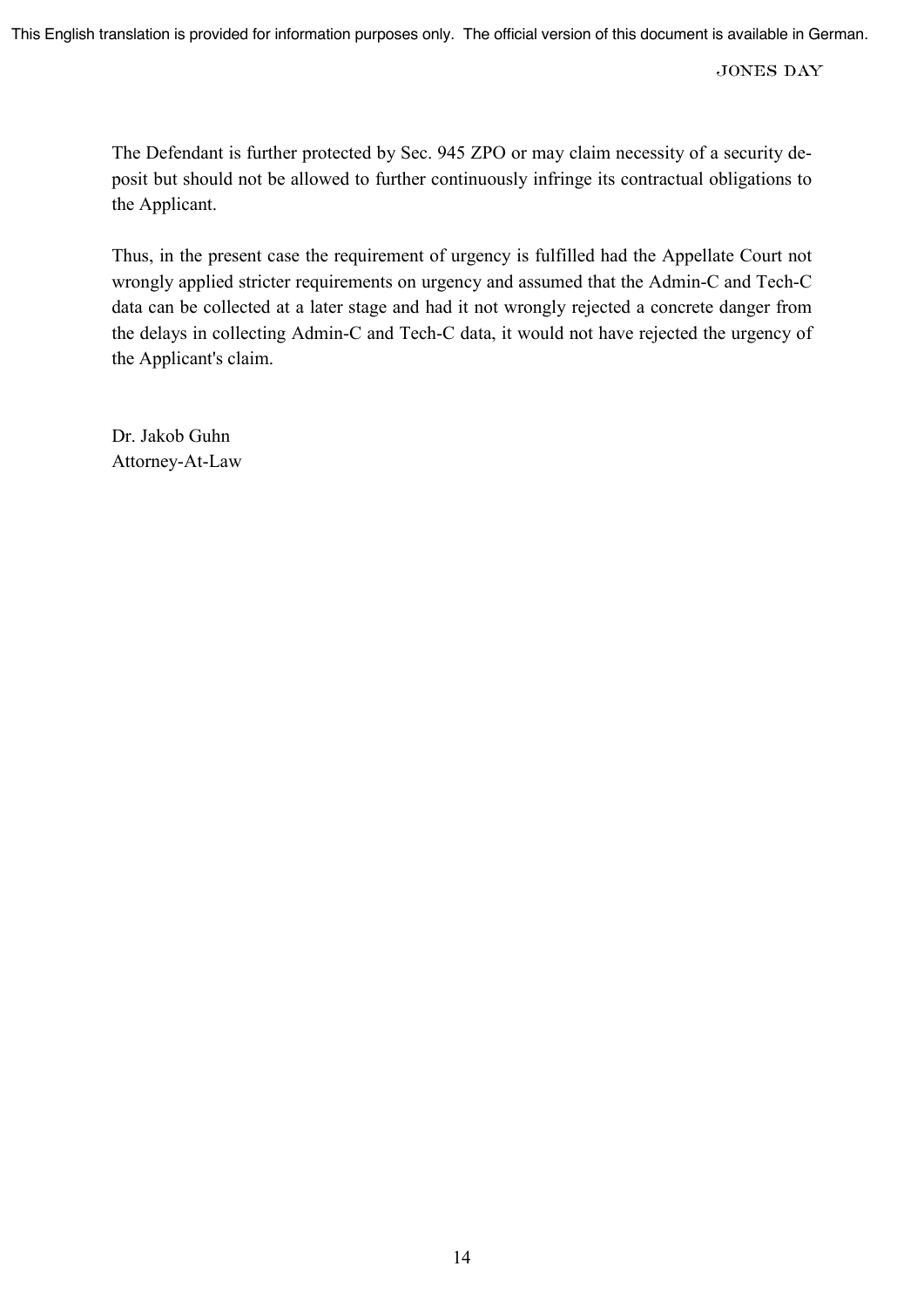The Defendant is further protected by Sec. 945 ZPO or may claim necessity of a security deposit but should not be allowed to further continuously infringe its contractual obligations to the Applicant.

Thus, in the present case the requirement of urgency is fulfilled had the Appellate Court not wrongly applied stricter requirements on urgency and assumed that the Admin-C and Tech-C data can be collected at a later stage and had it not wrongly rejected a concrete danger from the delays in collecting Admin-C and Tech-C data, it would not have rejected the urgency of the Applicant's claim.

Dr. Jakob Guhn
Attorney-At-Law